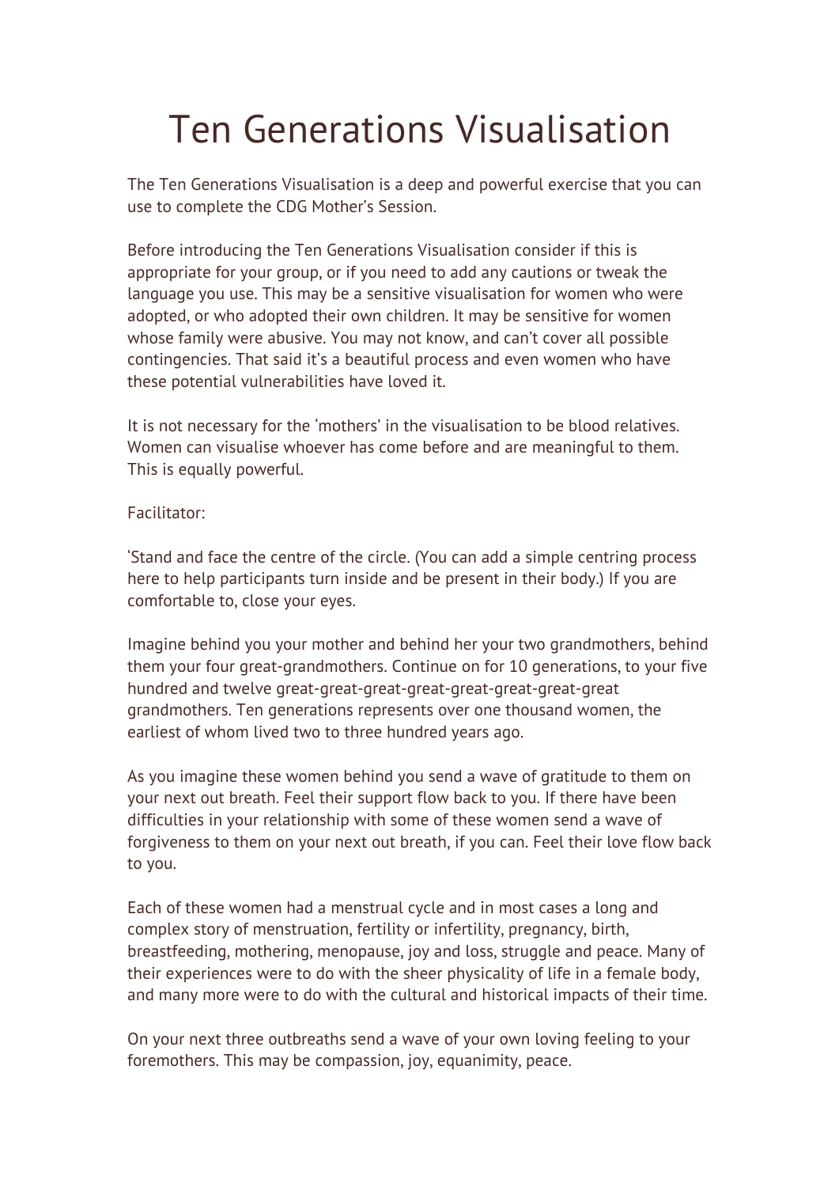# Ten Generations Visualisation

The Ten Generations Visualisation is a deep and powerful exercise that you can use to complete the CDG Mother's Session.

Before introducing the Ten Generations Visualisation consider if this is appropriate for your group, or if you need to add any cautions or tweak the language you use. This may be a sensitive visualisation for women who were adopted, or who adopted their own children. It may be sensitive for women whose family were abusive. You may not know, and can't cover all possible contingencies. That said it's a beautiful process and even women who have these potential vulnerabilities have loved it.

It is not necessary for the 'mothers' in the visualisation to be blood relatives. Women can visualise whoever has come before and are meaningful to them. This is equally powerful.

Facilitator:

'Stand and face the centre of the circle. (You can add a simple centring process here to help participants turn inside and be present in their body.) If you are comfortable to, close your eyes.

Imagine behind you your mother and behind her your two grandmothers, behind them your four great-grandmothers. Continue on for 10 generations, to your five hundred and twelve great-great-great-great-great-great-great-great grandmothers. Ten generations represents over one thousand women, the earliest of whom lived two to three hundred years ago.

As you imagine these women behind you send a wave of gratitude to them on your next out breath. Feel their support flow back to you. If there have been difficulties in your relationship with some of these women send a wave of forgiveness to them on your next out breath, if you can. Feel their love flow back to you.

Each of these women had a menstrual cycle and in most cases a long and complex story of menstruation, fertility or infertility, pregnancy, birth, breastfeeding, mothering, menopause, joy and loss, struggle and peace. Many of their experiences were to do with the sheer physicality of life in a female body, and many more were to do with the cultural and historical impacts of their time.

On your next three outbreaths send a wave of your own loving feeling to your foremothers. This may be compassion, joy, equanimity, peace.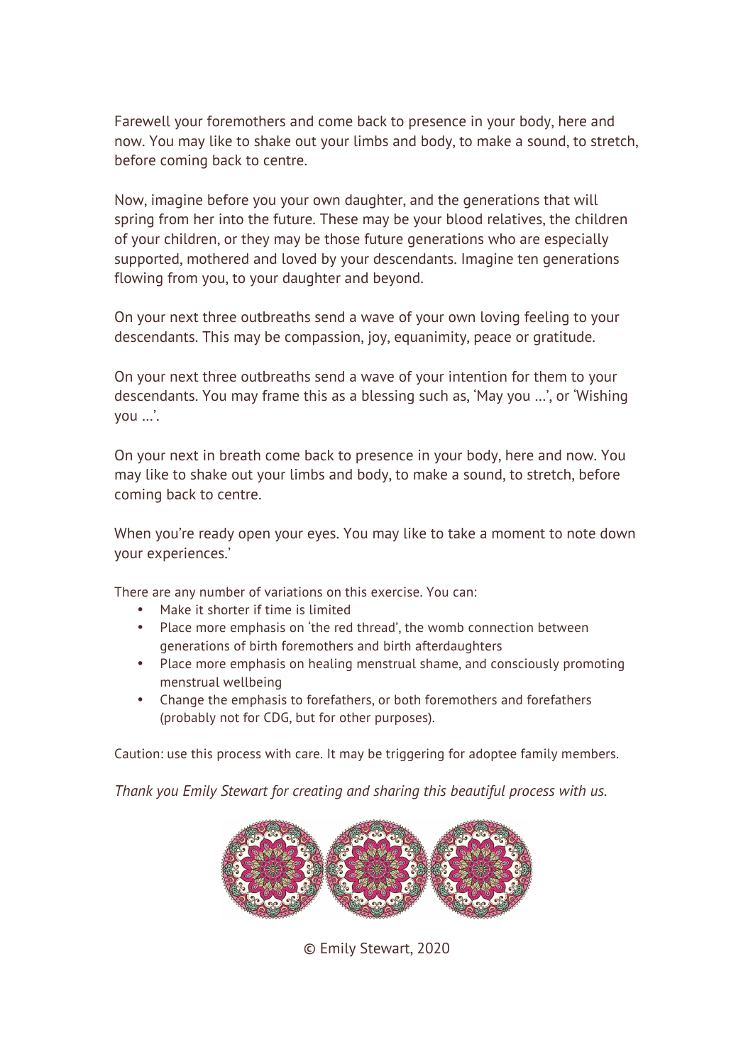Farewell your foremothers and come back to presence in your body, here and now. You may like to shake out your limbs and body, to make a sound, to stretch, before coming back to centre.

Now, imagine before you your own daughter, and the generations that will spring from her into the future. These may be your blood relatives, the children of your children, or they may be those future generations who are especially supported, mothered and loved by your descendants. Imagine ten generations flowing from you, to your daughter and beyond.

On your next three outbreaths send a wave of your own loving feeling to your descendants. This may be compassion, joy, equanimity, peace or gratitude.

On your next three outbreaths send a wave of your intention for them to your descendants. You may frame this as a blessing such as, 'May you …', or 'Wishing you …'.

On your next in breath come back to presence in your body, here and now. You may like to shake out your limbs and body, to make a sound, to stretch, before coming back to centre.

When you're ready open your eyes. You may like to take a moment to note down your experiences.'

There are any number of variations on this exercise. You can:

- Make it shorter if time is limited
- Place more emphasis on 'the red thread', the womb connection between generations of birth foremothers and birth afterdaughters
- Place more emphasis on healing menstrual shame, and consciously promoting menstrual wellbeing
- Change the emphasis to forefathers, or both foremothers and forefathers (probably not for CDG, but for other purposes).

Caution: use this process with care. It may be triggering for adoptee family members.

*Thank you Emily Stewart for creating and sharing this beautiful process with us.*

© Emily Stewart, 2020